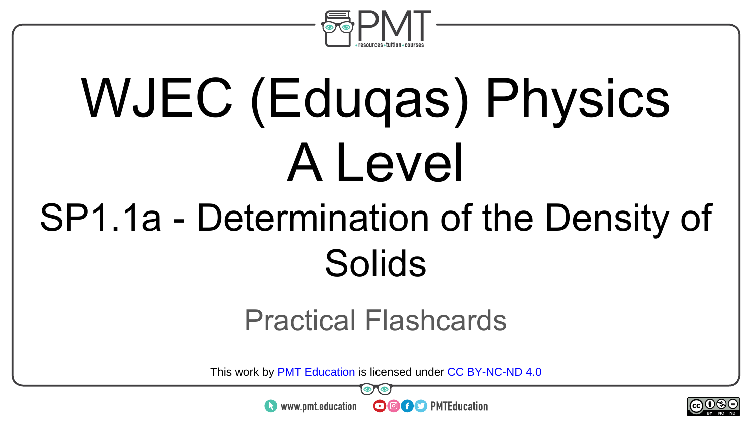# WJEC (Eduqas) Physics A Level

## SP1.1a - Determination of the Density of Solids

Practical Flashcards

This work by PMT Education is licensed under CC BY-NC-ND 4.0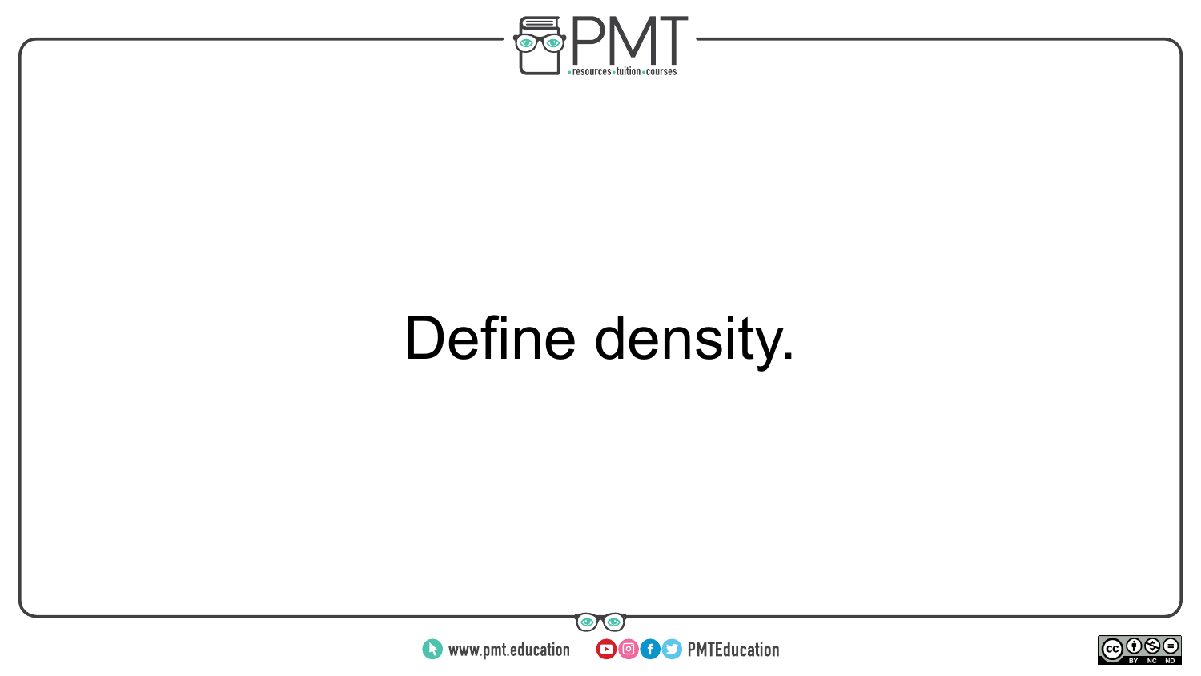Define density.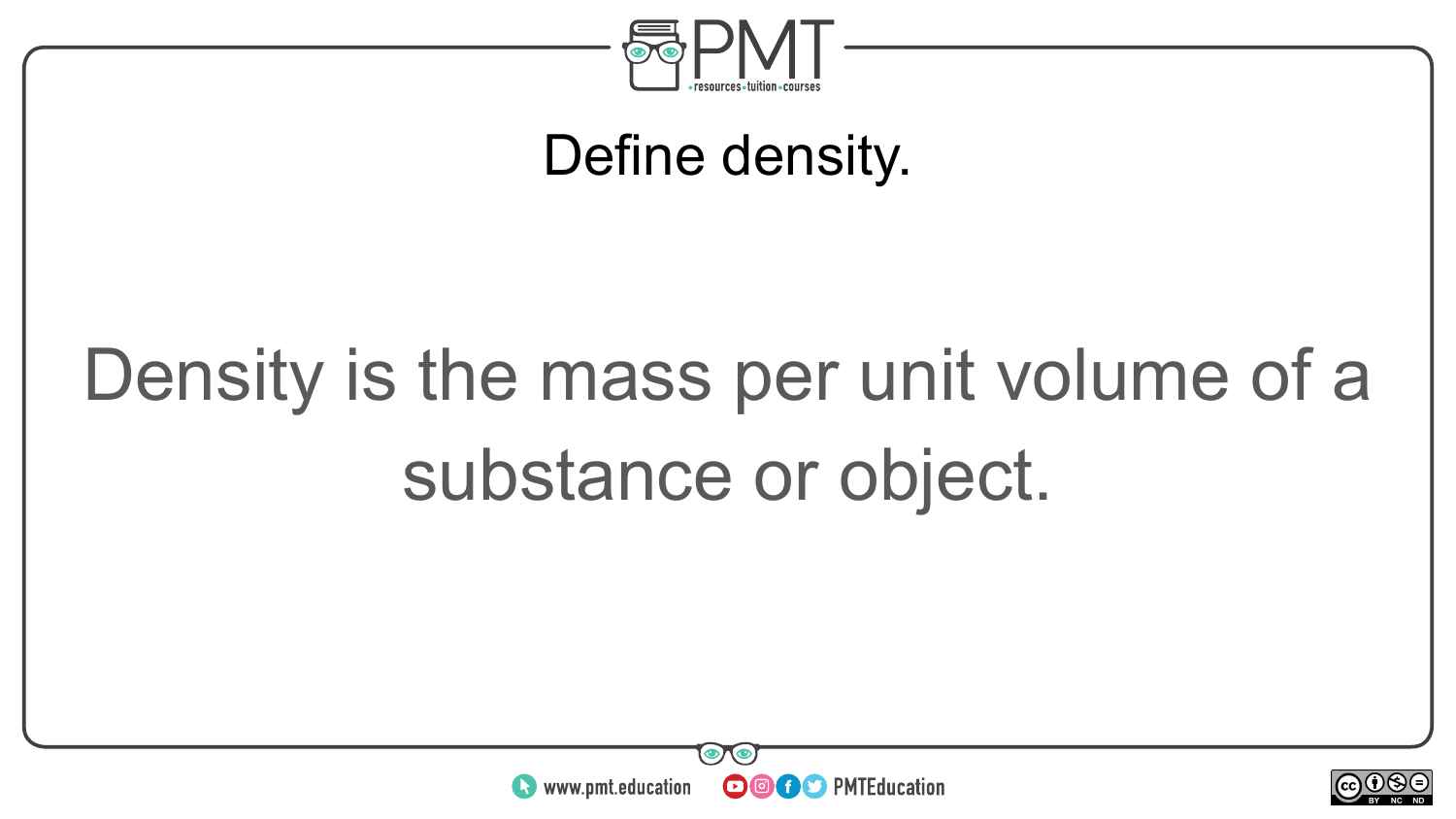## Define density.

Density is the mass per unit volume of a substance or object.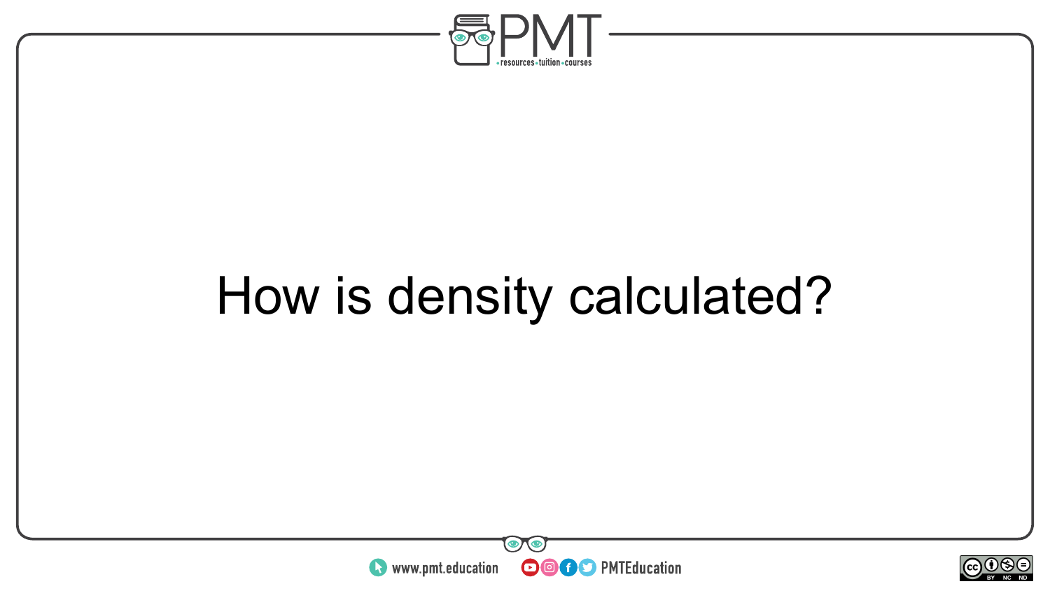How is density calculated?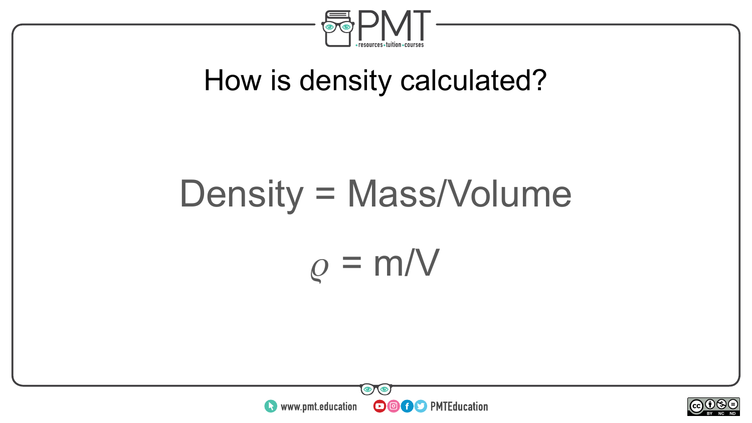# How is density calculated?

Density = Mass/Volume

$$\rho = m/V$$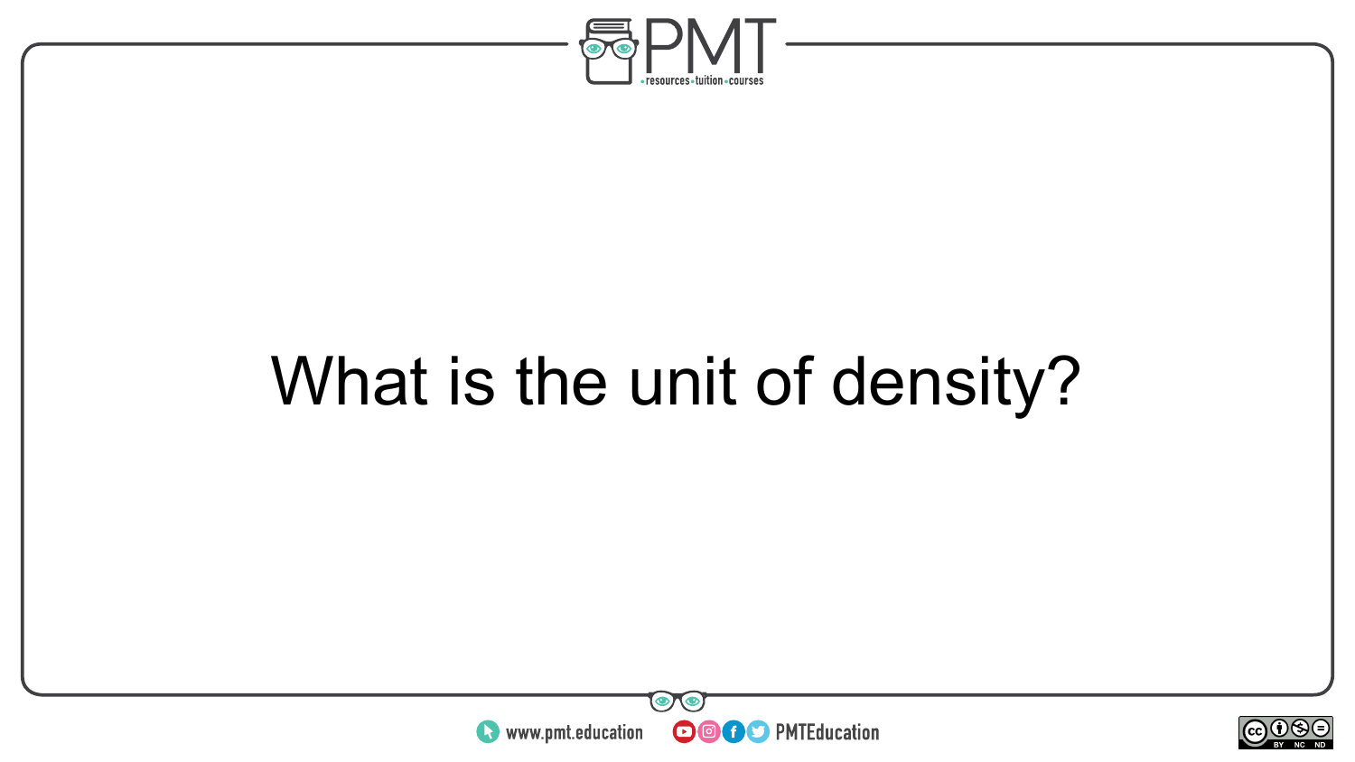What is the unit of density?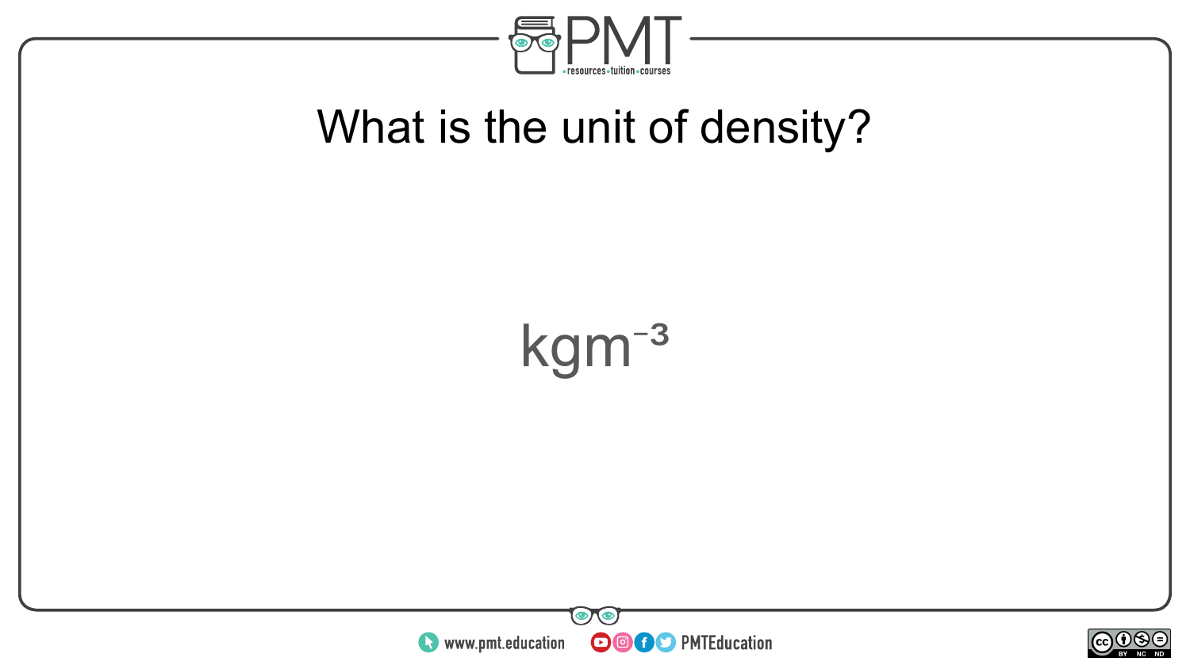What is the unit of density?

$kgm^{-3}$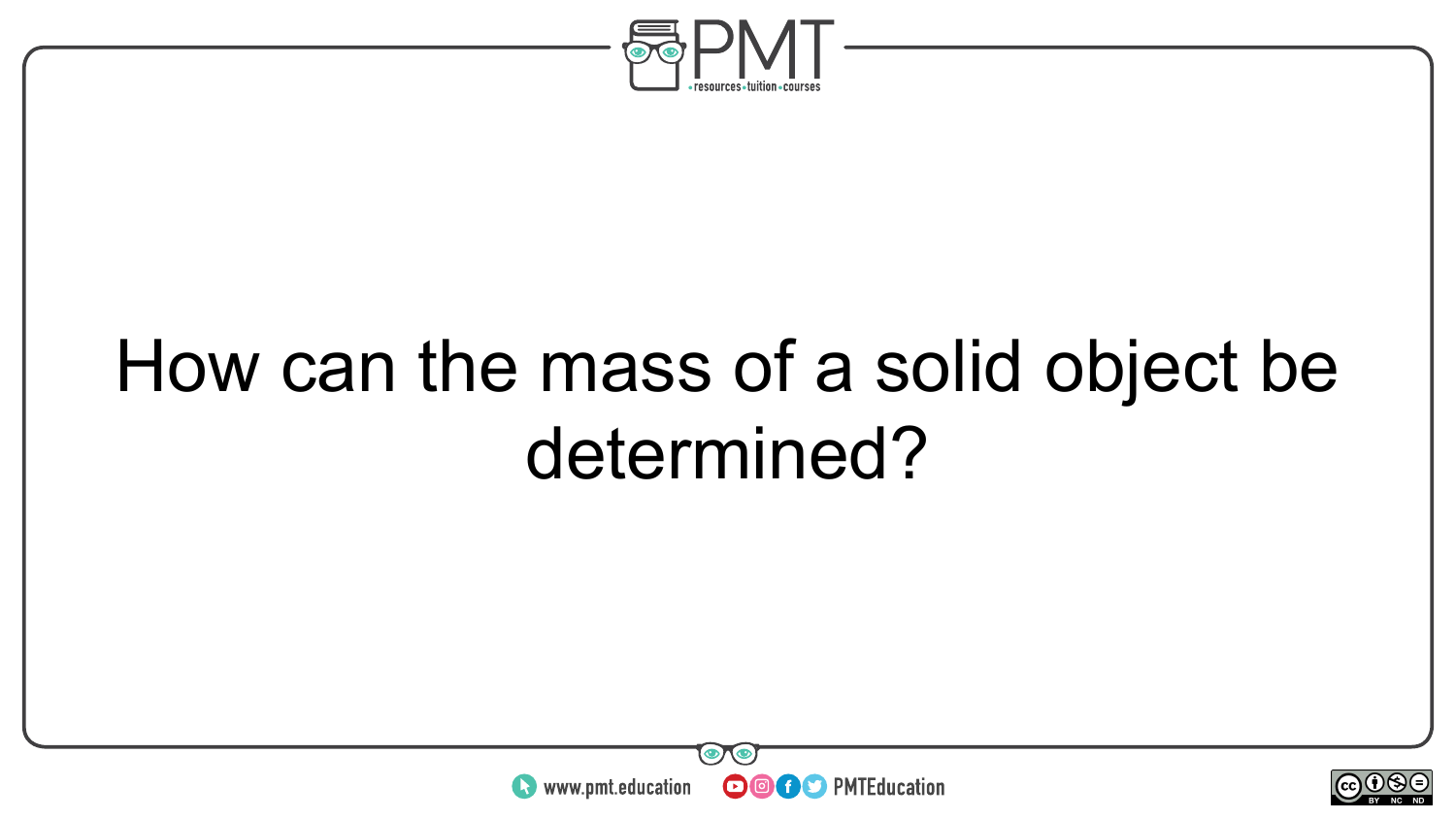How can the mass of a solid object be determined?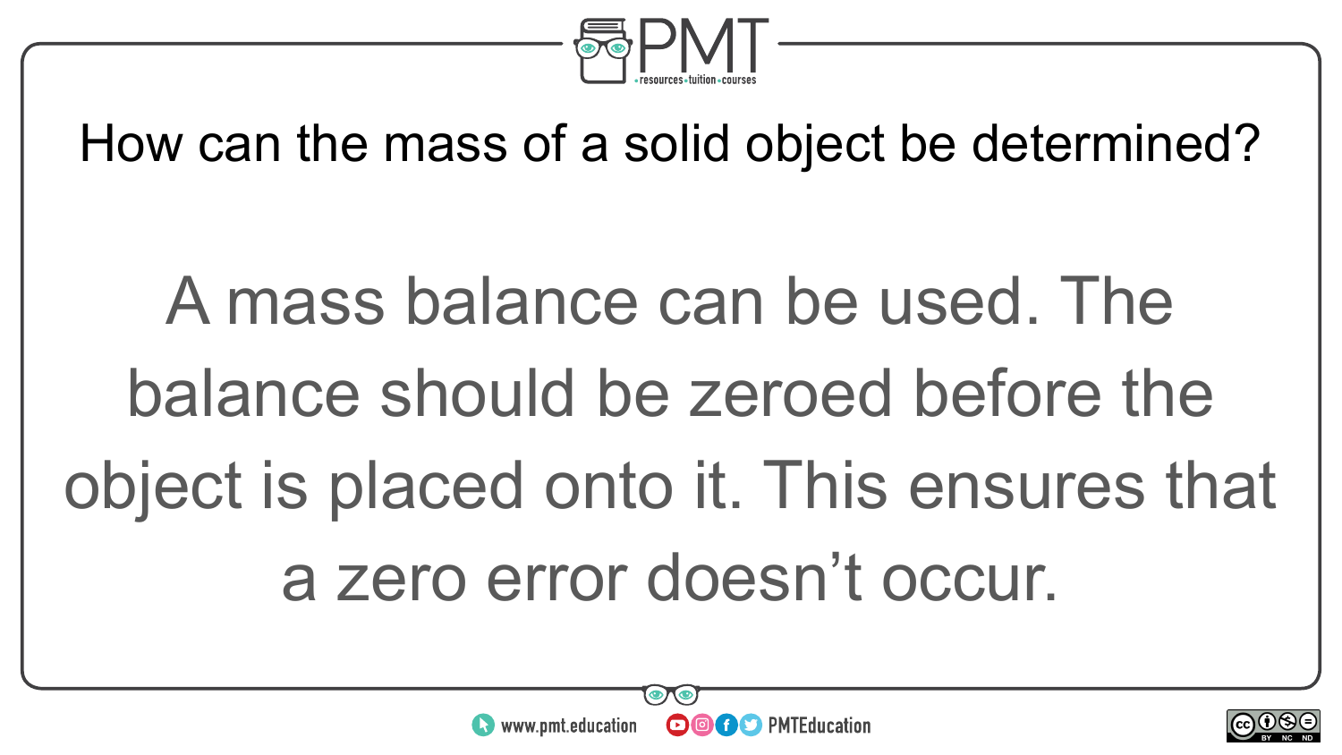## How can the mass of a solid object be determined?

A mass balance can be used. The balance should be zeroed before the object is placed onto it. This ensures that a zero error doesn’t occur.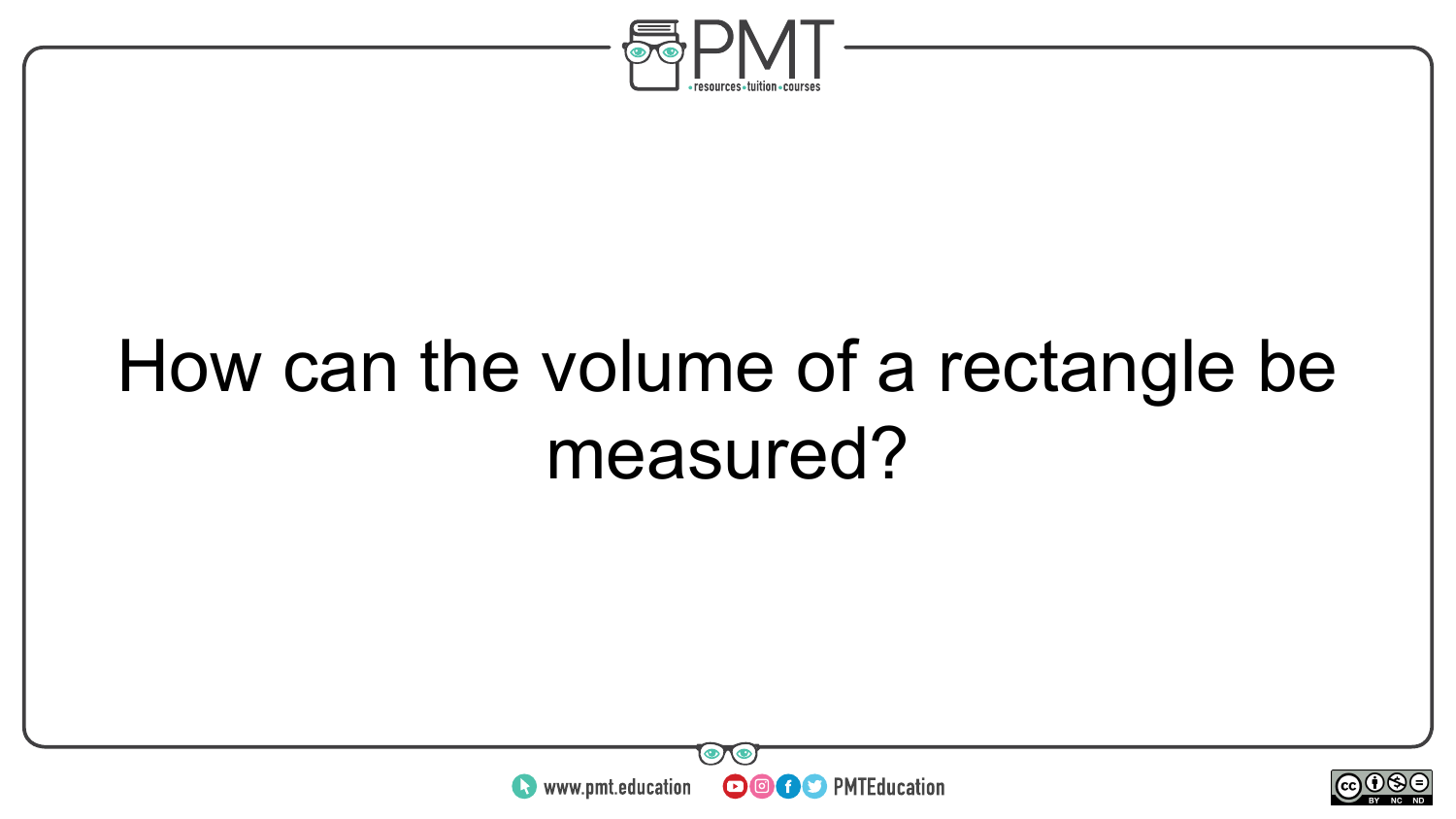How can the volume of a rectangle be measured?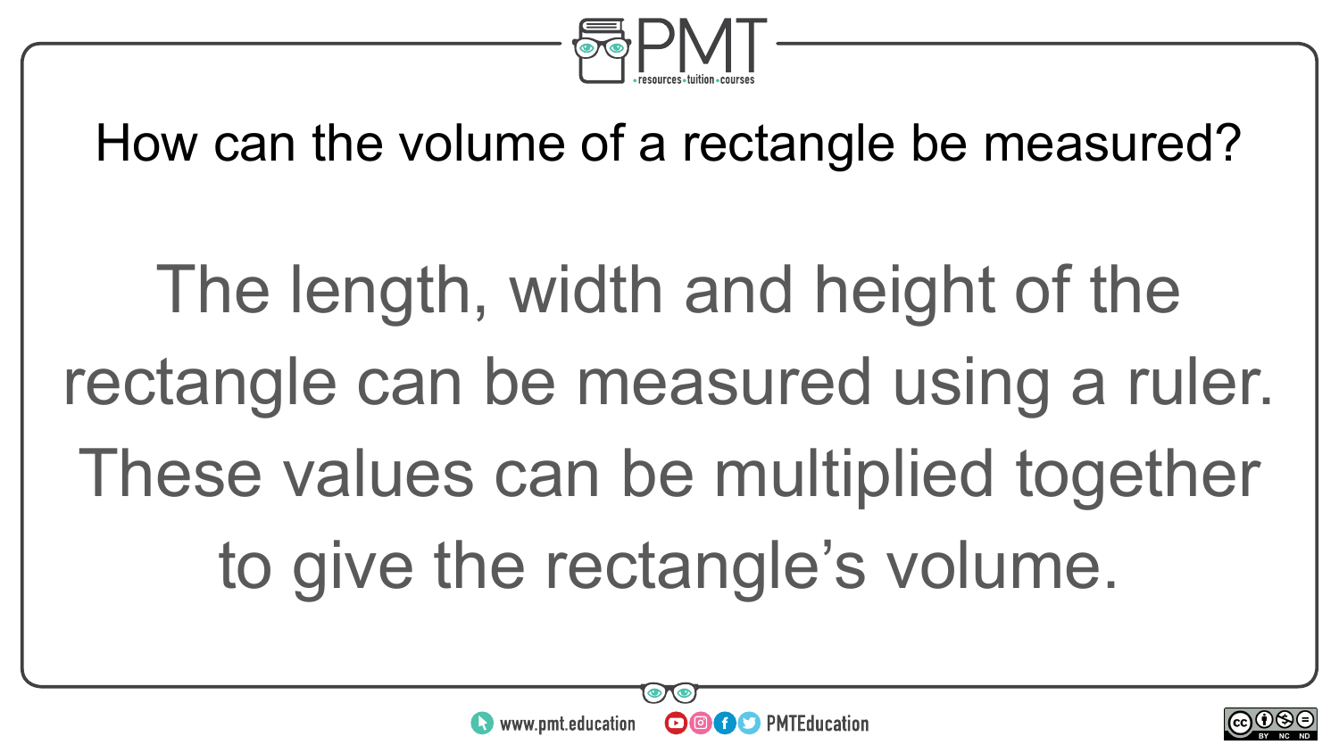How can the volume of a rectangle be measured?

The length, width and height of the rectangle can be measured using a ruler. These values can be multiplied together to give the rectangle's volume.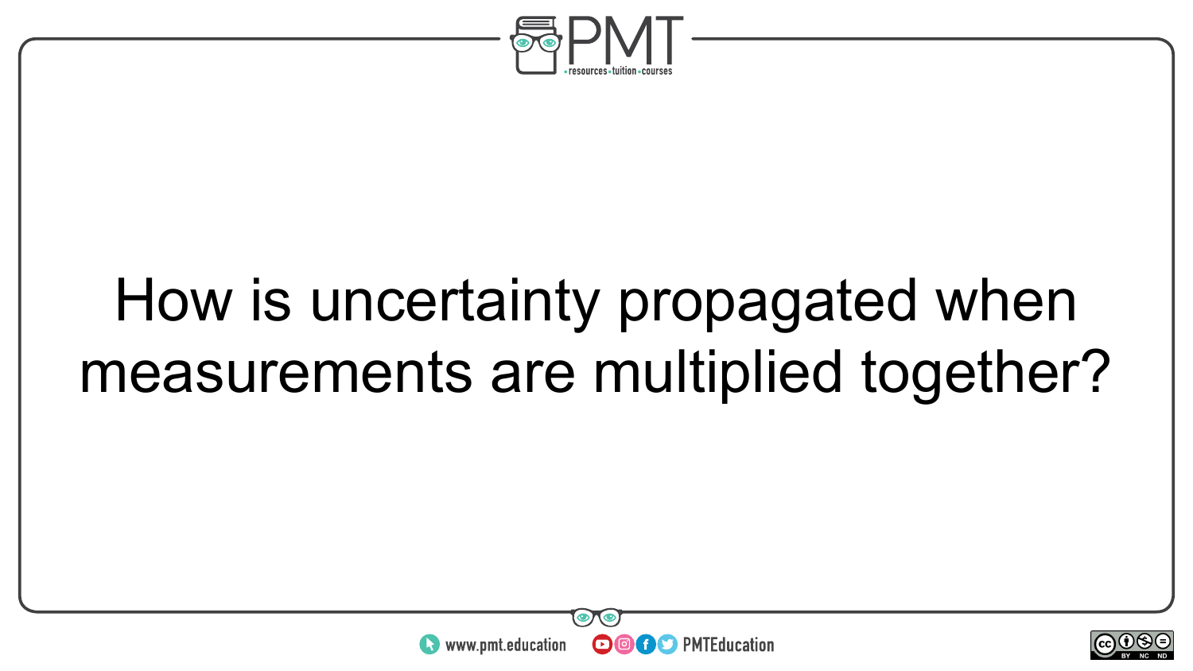How is uncertainty propagated when measurements are multiplied together?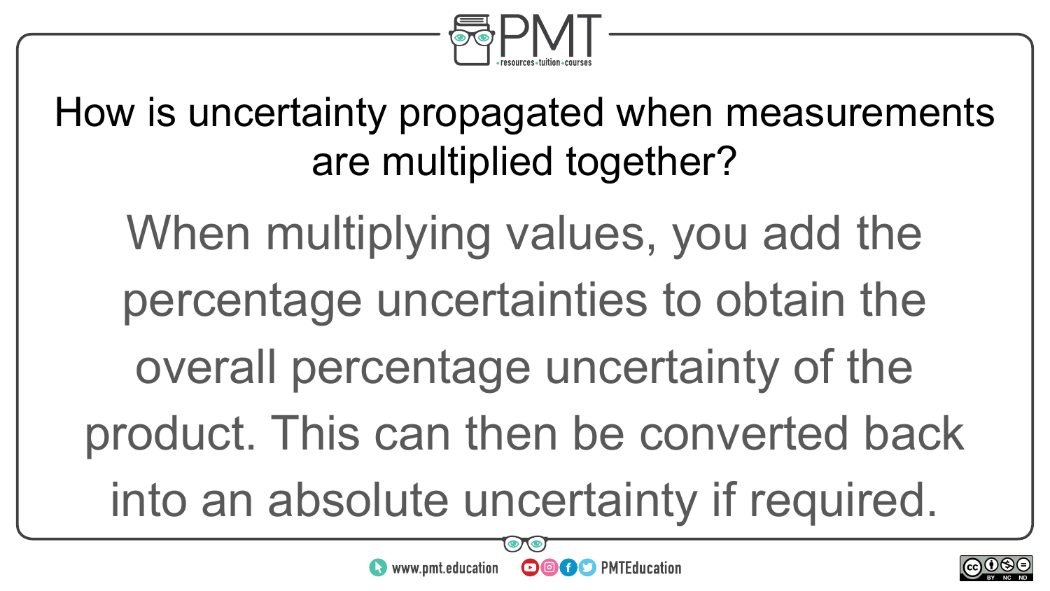How is uncertainty propagated when measurements are multiplied together?

When multiplying values, you add the percentage uncertainties to obtain the overall percentage uncertainty of the product. This can then be converted back into an absolute uncertainty if required.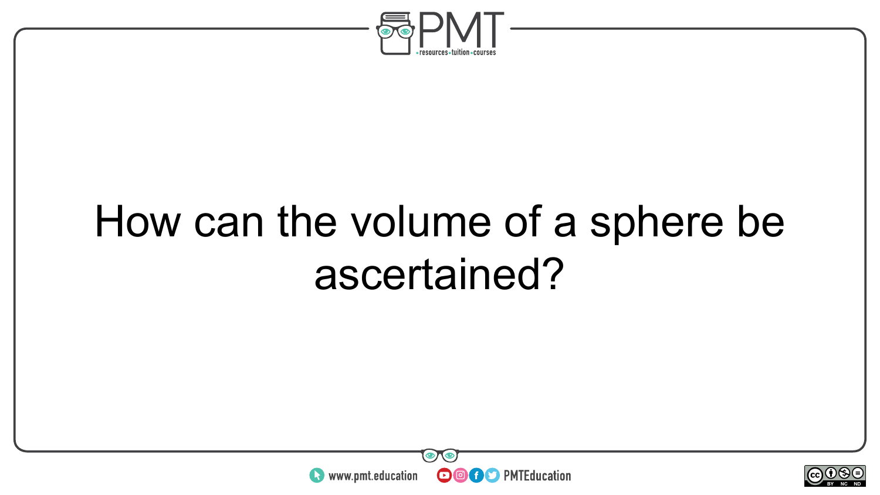How can the volume of a sphere be ascertained?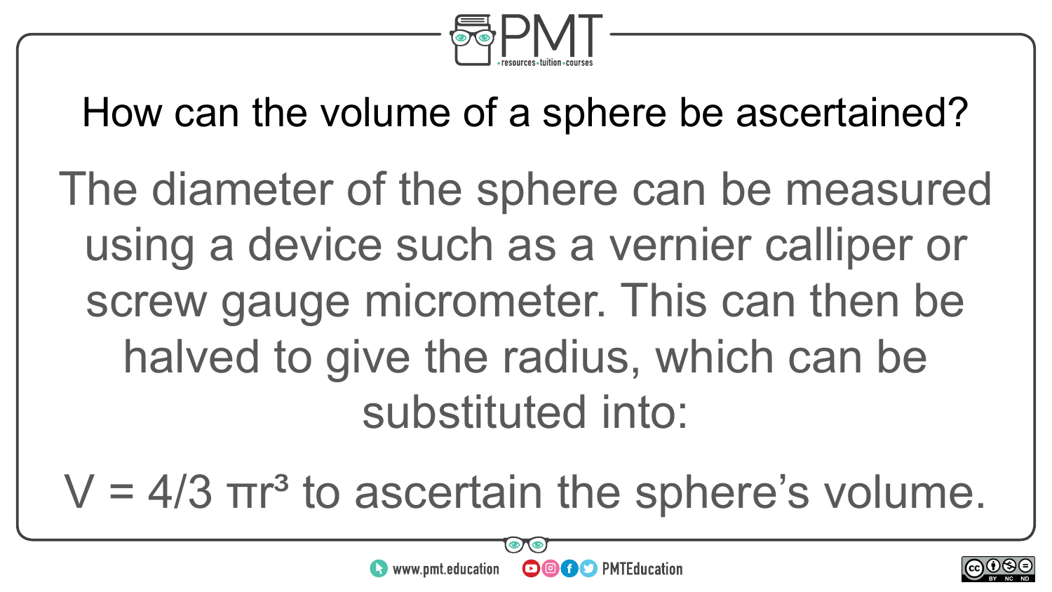## How can the volume of a sphere be ascertained?

The diameter of the sphere can be measured using a device such as a vernier calliper or screw gauge micrometer. This can then be halved to give the radius, which can be substituted into:

$V = 4/3\ \pi r^3$ to ascertain the sphere's volume.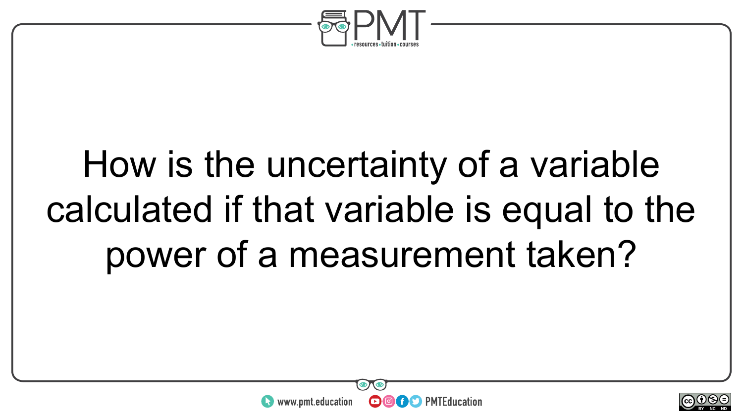How is the uncertainty of a variable calculated if that variable is equal to the power of a measurement taken?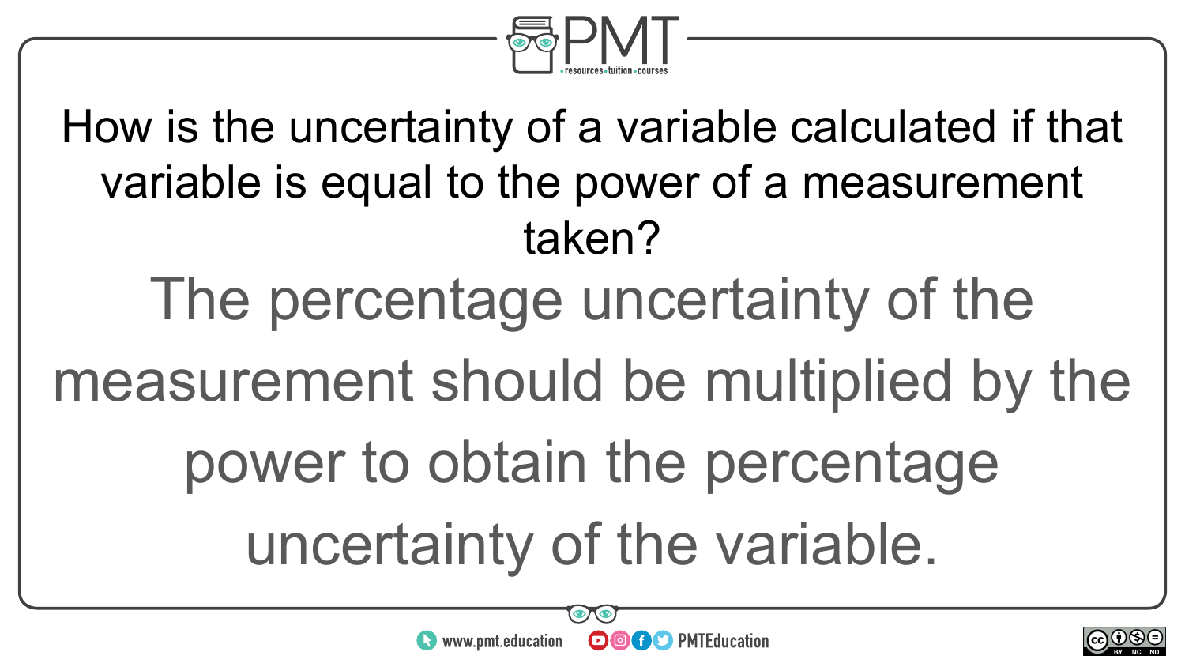How is the uncertainty of a variable calculated if that variable is equal to the power of a measurement taken?

The percentage uncertainty of the measurement should be multiplied by the power to obtain the percentage uncertainty of the variable.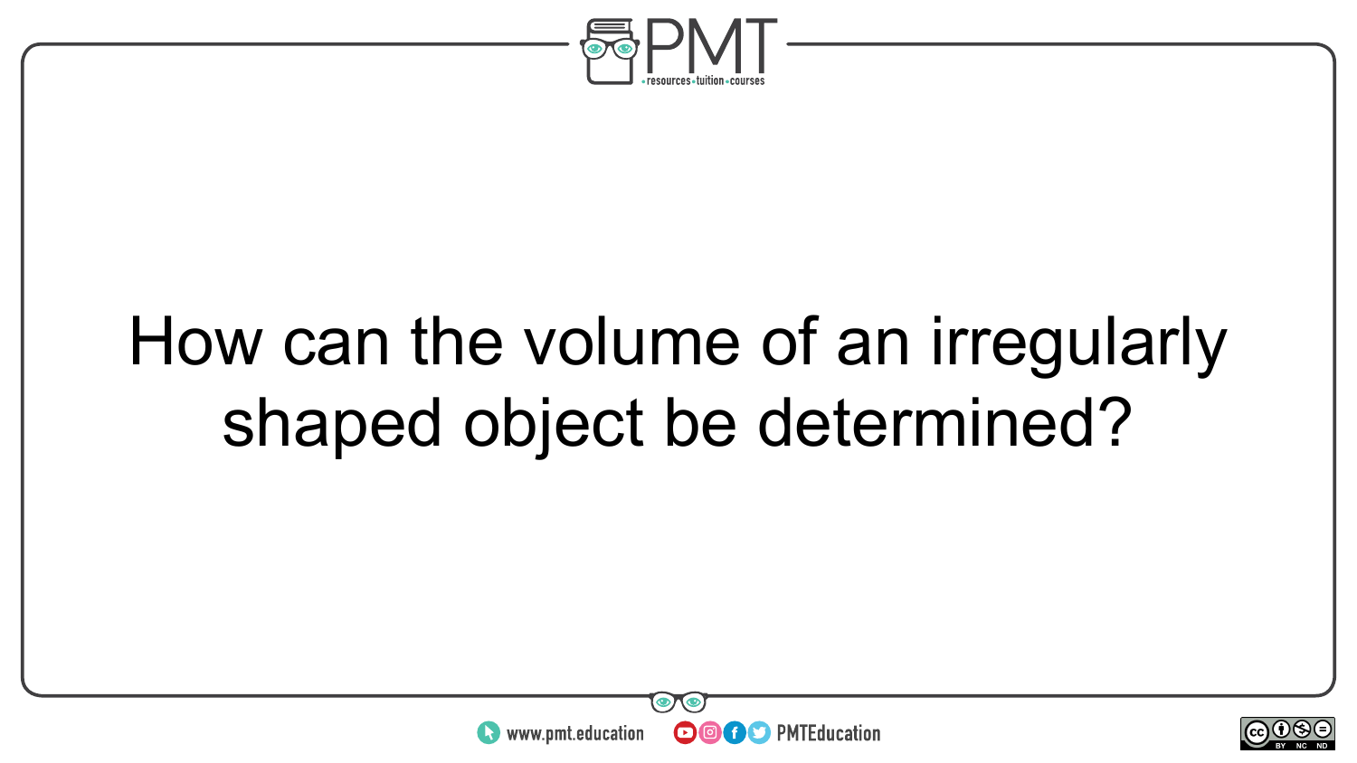How can the volume of an irregularly shaped object be determined?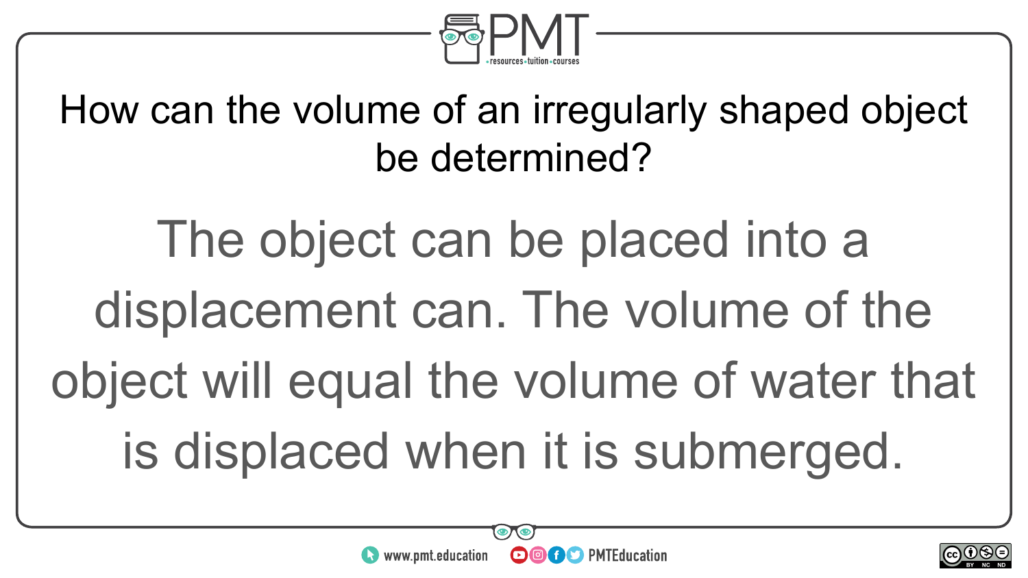How can the volume of an irregularly shaped object be determined?

The object can be placed into a displacement can. The volume of the object will equal the volume of water that is displaced when it is submerged.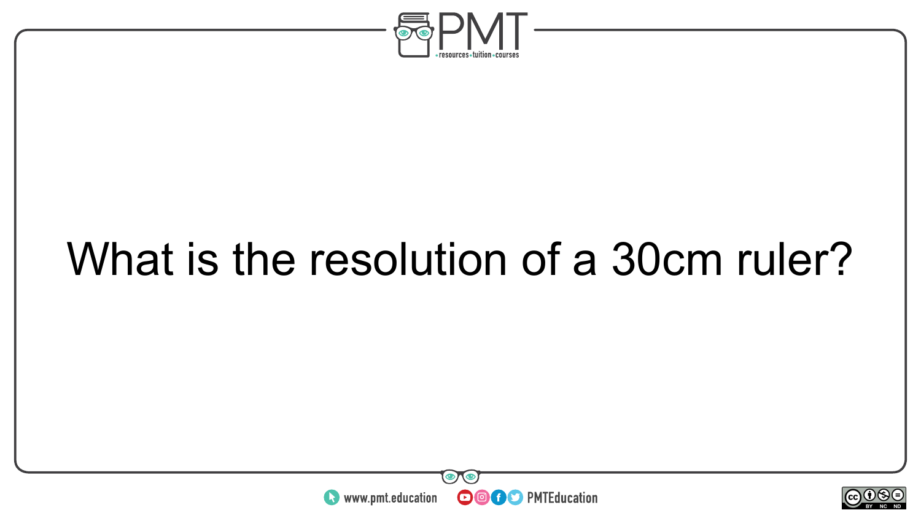What is the resolution of a 30cm ruler?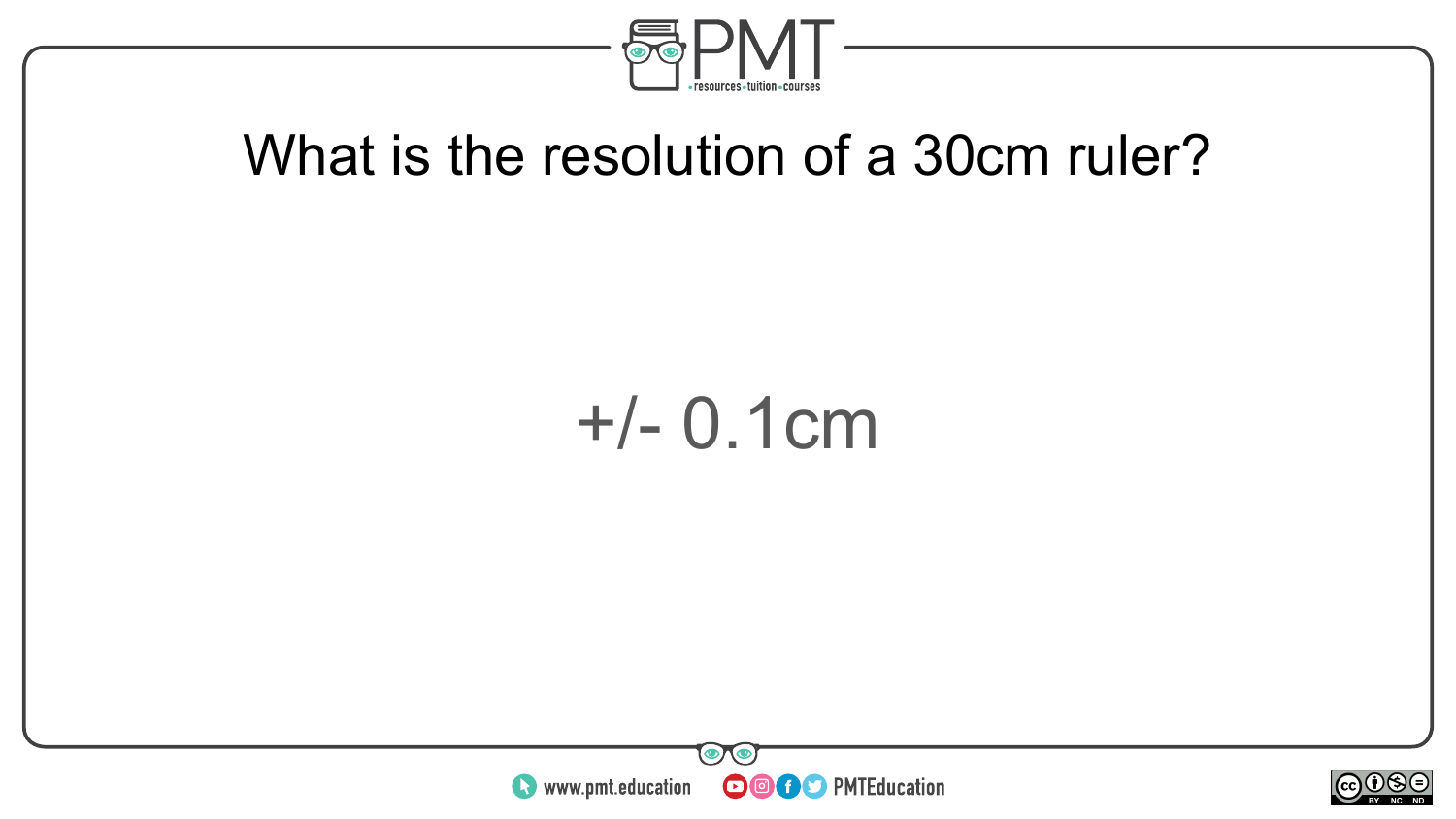What is the resolution of a 30cm ruler?

+/- 0.1cm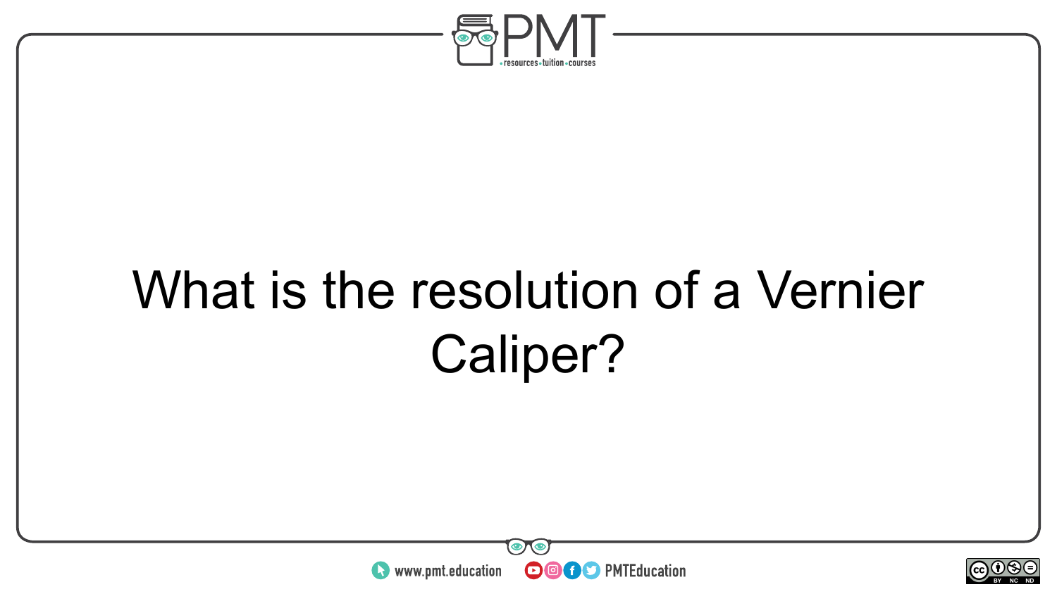What is the resolution of a Vernier Caliper?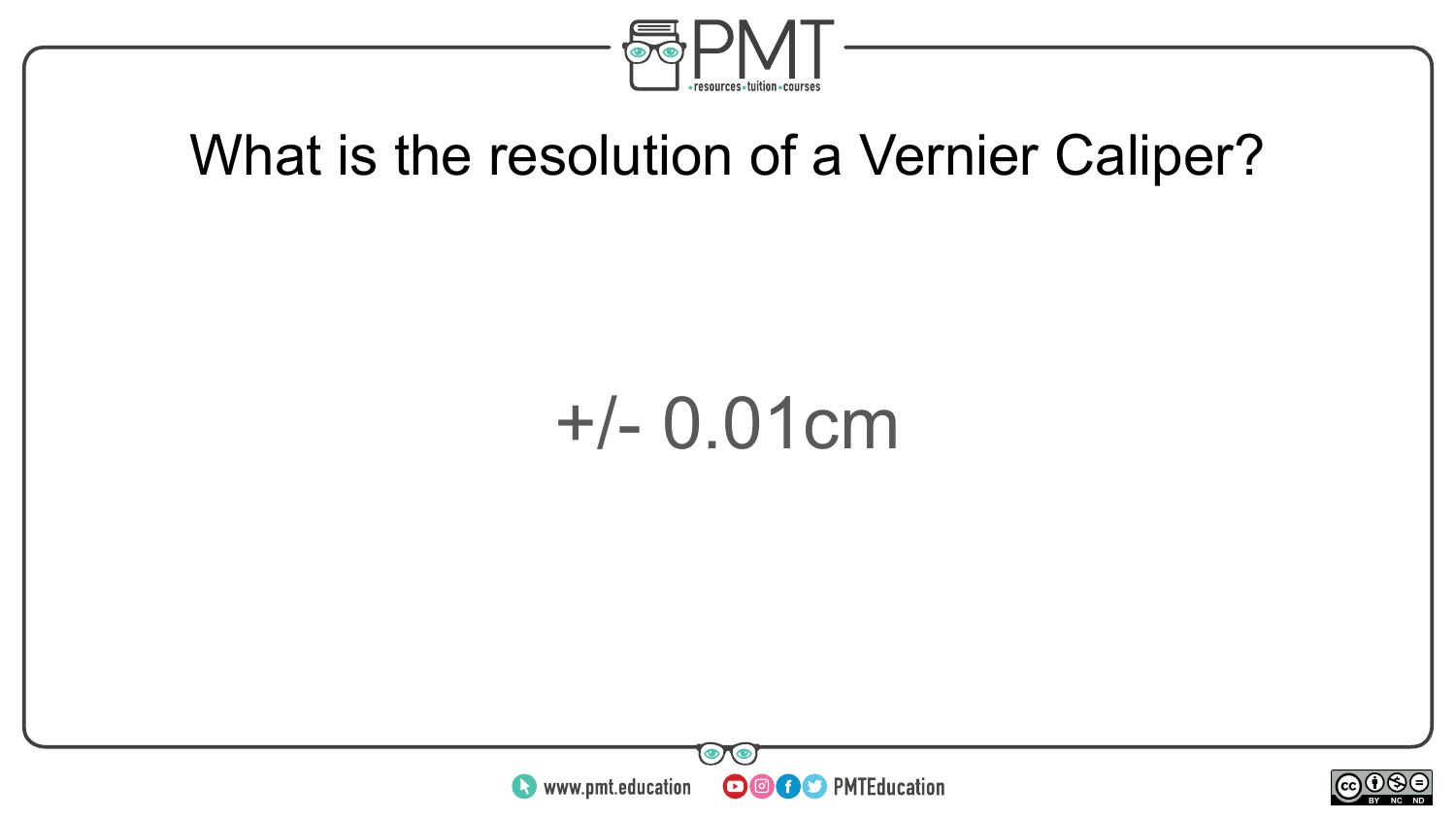## What is the resolution of a Vernier Caliper?

+/- 0.01cm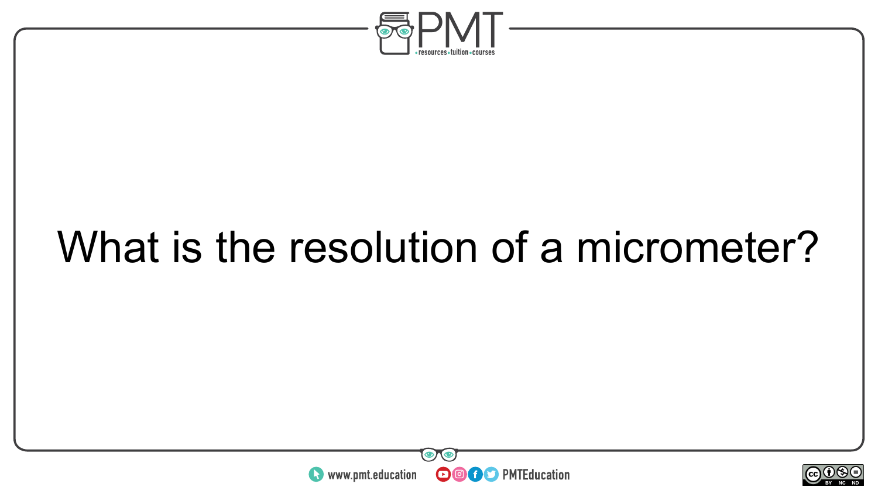What is the resolution of a micrometer?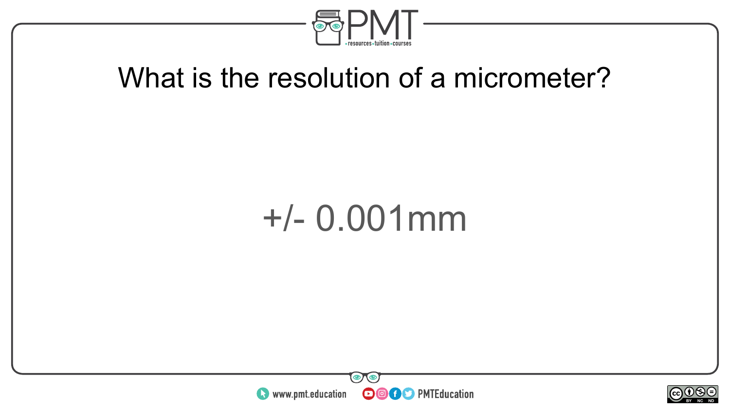What is the resolution of a micrometer?

+/- 0.001mm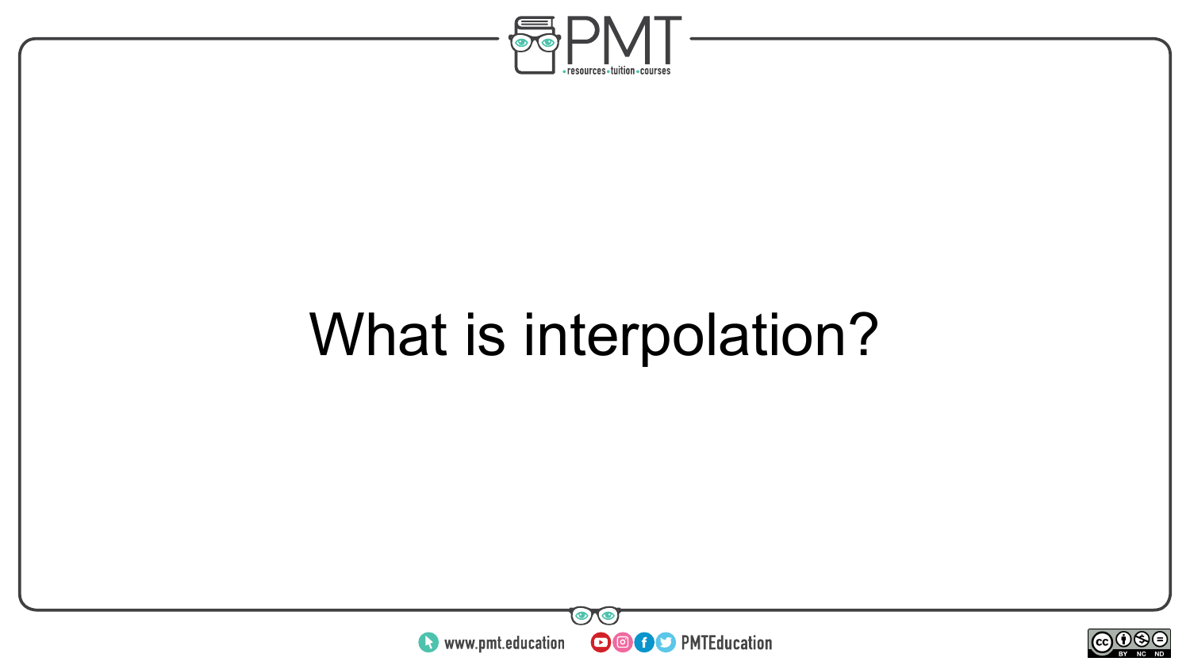What is interpolation?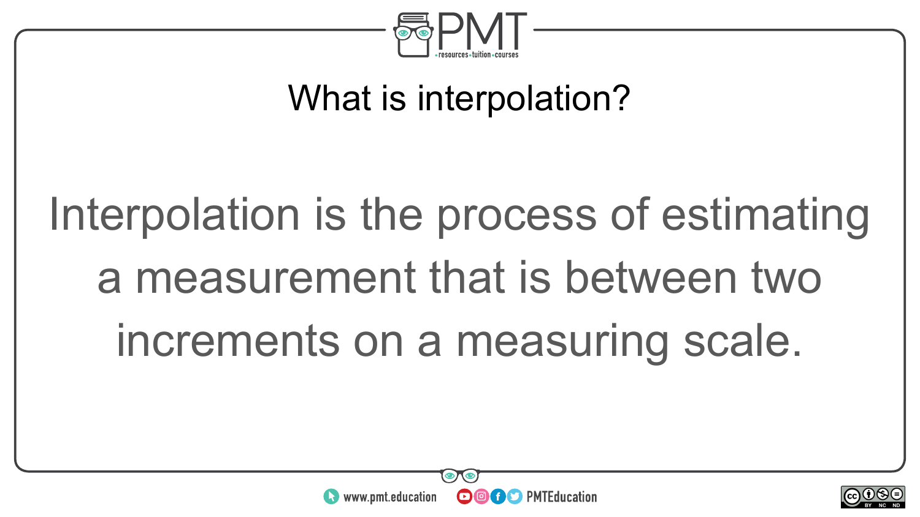## What is interpolation?

Interpolation is the process of estimating a measurement that is between two increments on a measuring scale.